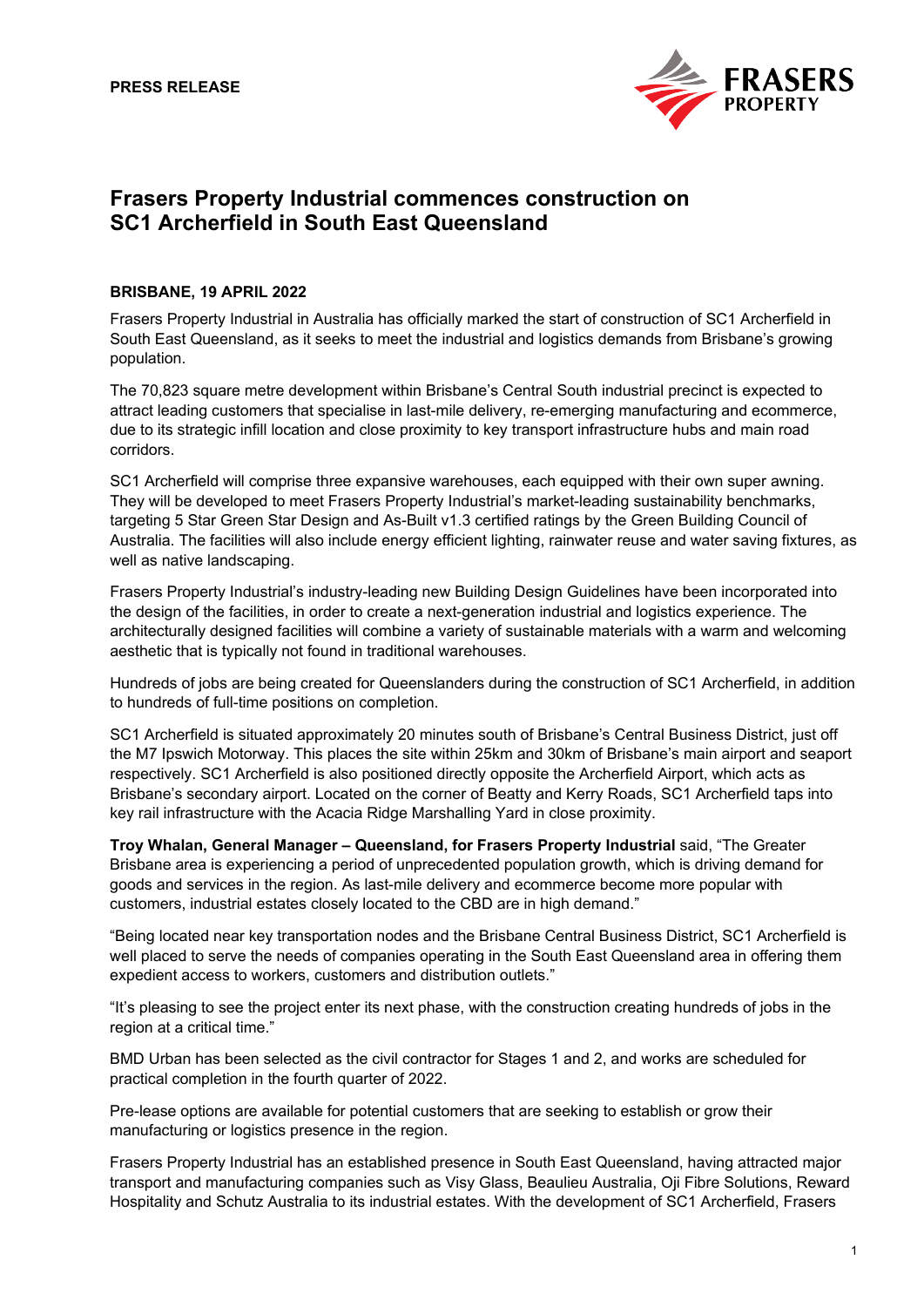**PRESS RELEASE**

# Frasers Property Industrial commences construction on SC1 Archerfield in South East Queensland

**BRISBANE, 19 APRIL 2022**

Frasers Property Industrial in Australia has officially marked the start of construction of SC1 Archerfield in South East Queensland, as it seeks to meet the industrial and logistics demands from Brisbane's growing population.

The 70,823 square metre development within Brisbane's Central South industrial precinct is expected to attract leading customers that specialise in last-mile delivery, re-emerging manufacturing and ecommerce, due to its strategic infill location and close proximity to key transport infrastructure hubs and main road corridors.

SC1 Archerfield will comprise three expansive warehouses, each equipped with their own super awning. They will be developed to meet Frasers Property Industrial's market-leading sustainability benchmarks, targeting 5 Star Green Star Design and As-Built v1.3 certified ratings by the Green Building Council of Australia. The facilities will also include energy efficient lighting, rainwater reuse and water saving fixtures, as well as native landscaping.

Frasers Property Industrial's industry-leading new Building Design Guidelines have been incorporated into the design of the facilities, in order to create a next-generation industrial and logistics experience. The architecturally designed facilities will combine a variety of sustainable materials with a warm and welcoming aesthetic that is typically not found in traditional warehouses.

Hundreds of jobs are being created for Queenslanders during the construction of SC1 Archerfield, in addition to hundreds of full-time positions on completion.

SC1 Archerfield is situated approximately 20 minutes south of Brisbane's Central Business District, just off the M7 Ipswich Motorway. This places the site within 25km and 30km of Brisbane's main airport and seaport respectively. SC1 Archerfield is also positioned directly opposite the Archerfield Airport, which acts as Brisbane's secondary airport. Located on the corner of Beatty and Kerry Roads, SC1 Archerfield taps into key rail infrastructure with the Acacia Ridge Marshalling Yard in close proximity.

**Troy Whalan, General Manager – Queensland, for Frasers Property Industrial** said, "The Greater Brisbane area is experiencing a period of unprecedented population growth, which is driving demand for goods and services in the region. As last-mile delivery and ecommerce become more popular with customers, industrial estates closely located to the CBD are in high demand."

"Being located near key transportation nodes and the Brisbane Central Business District, SC1 Archerfield is well placed to serve the needs of companies operating in the South East Queensland area in offering them expedient access to workers, customers and distribution outlets."

"It's pleasing to see the project enter its next phase, with the construction creating hundreds of jobs in the region at a critical time."

BMD Urban has been selected as the civil contractor for Stages 1 and 2, and works are scheduled for practical completion in the fourth quarter of 2022.

Pre-lease options are available for potential customers that are seeking to establish or grow their manufacturing or logistics presence in the region.

Frasers Property Industrial has an established presence in South East Queensland, having attracted major transport and manufacturing companies such as Visy Glass, Beaulieu Australia, Oji Fibre Solutions, Reward Hospitality and Schutz Australia to its industrial estates. With the development of SC1 Archerfield, Frasers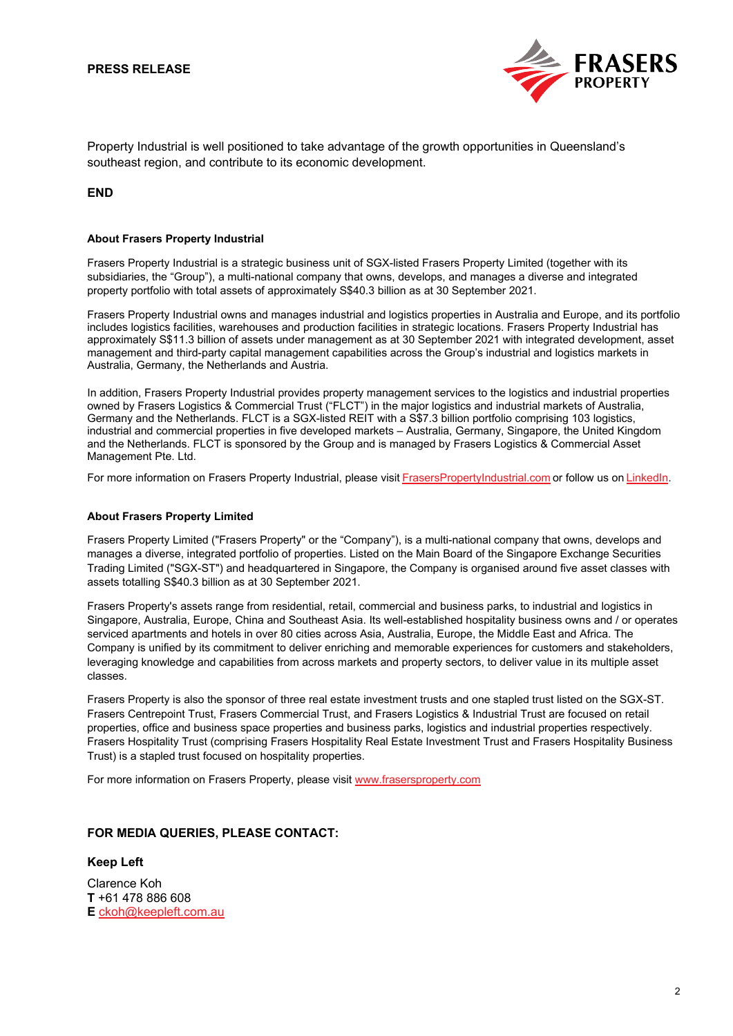Property Industrial is well positioned to take advantage of the growth opportunities in Queensland's southeast region, and contribute to its economic development.

**END**

**About Frasers Property Industrial**

Frasers Property Industrial is a strategic business unit of SGX-listed Frasers Property Limited (together with its subsidiaries, the "Group"), a multi-national company that owns, develops, and manages a diverse and integrated property portfolio with total assets of approximately S$40.3 billion as at 30 September 2021.

Frasers Property Industrial owns and manages industrial and logistics properties in Australia and Europe, and its portfolio includes logistics facilities, warehouses and production facilities in strategic locations. Frasers Property Industrial has approximately S$11.3 billion of assets under management as at 30 September 2021 with integrated development, asset management and third-party capital management capabilities across the Group's industrial and logistics markets in Australia, Germany, the Netherlands and Austria.

In addition, Frasers Property Industrial provides property management services to the logistics and industrial properties owned by Frasers Logistics & Commercial Trust ("FLCT") in the major logistics and industrial markets of Australia, Germany and the Netherlands. FLCT is a SGX-listed REIT with a S$7.3 billion portfolio comprising 103 logistics, industrial and commercial properties in five developed markets – Australia, Germany, Singapore, the United Kingdom and the Netherlands. FLCT is sponsored by the Group and is managed by Frasers Logistics & Commercial Asset Management Pte. Ltd.

For more information on Frasers Property Industrial, please visit FrasersPropertyIndustrial.com or follow us on LinkedIn.

**About Frasers Property Limited**

Frasers Property Limited ("Frasers Property" or the "Company"), is a multi-national company that owns, develops and manages a diverse, integrated portfolio of properties. Listed on the Main Board of the Singapore Exchange Securities Trading Limited ("SGX-ST") and headquartered in Singapore, the Company is organised around five asset classes with assets totalling S$40.3 billion as at 30 September 2021.

Frasers Property's assets range from residential, retail, commercial and business parks, to industrial and logistics in Singapore, Australia, Europe, China and Southeast Asia. Its well-established hospitality business owns and / or operates serviced apartments and hotels in over 80 cities across Asia, Australia, Europe, the Middle East and Africa. The Company is unified by its commitment to deliver enriching and memorable experiences for customers and stakeholders, leveraging knowledge and capabilities from across markets and property sectors, to deliver value in its multiple asset classes.

Frasers Property is also the sponsor of three real estate investment trusts and one stapled trust listed on the SGX-ST. Frasers Centrepoint Trust, Frasers Commercial Trust, and Frasers Logistics & Industrial Trust are focused on retail properties, office and business space properties and business parks, logistics and industrial properties respectively. Frasers Hospitality Trust (comprising Frasers Hospitality Real Estate Investment Trust and Frasers Hospitality Business Trust) is a stapled trust focused on hospitality properties.

For more information on Frasers Property, please visit www.frasersproperty.com

**FOR MEDIA QUERIES, PLEASE CONTACT:**

**Keep Left**

Clarence Koh
**T** +61 478 886 608
**E** ckoh@keepleft.com.au